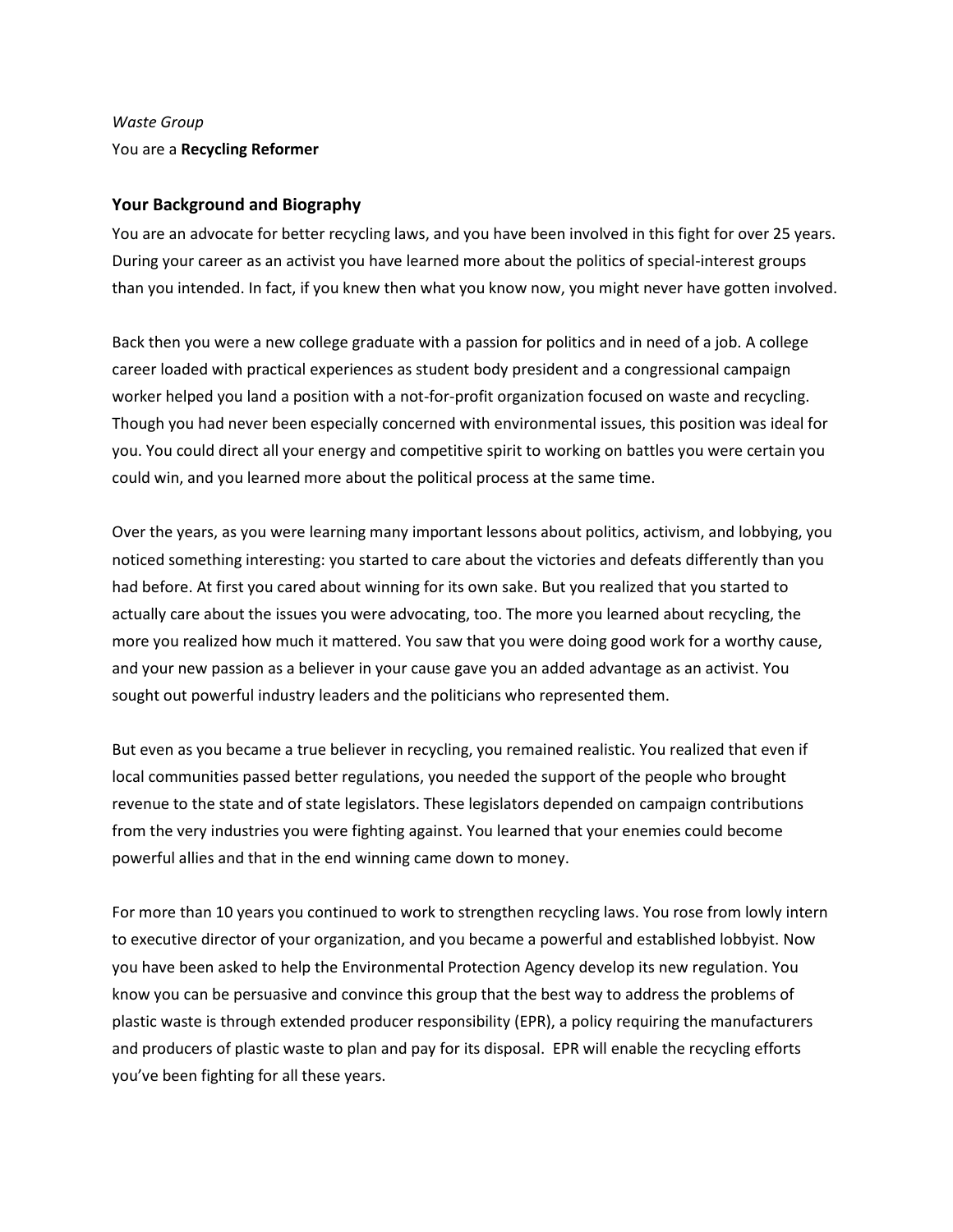*Waste Group*

You are a **Recycling Reformer**

## Your Background and Biography

You are an advocate for better recycling laws, and you have been involved in this fight for over 25 years. During your career as an activist you have learned more about the politics of special-interest groups than you intended. In fact, if you knew then what you know now, you might never have gotten involved.

Back then you were a new college graduate with a passion for politics and in need of a job. A college career loaded with practical experiences as student body president and a congressional campaign worker helped you land a position with a not-for-profit organization focused on waste and recycling. Though you had never been especially concerned with environmental issues, this position was ideal for you. You could direct all your energy and competitive spirit to working on battles you were certain you could win, and you learned more about the political process at the same time.

Over the years, as you were learning many important lessons about politics, activism, and lobbying, you noticed something interesting: you started to care about the victories and defeats differently than you had before. At first you cared about winning for its own sake. But you realized that you started to actually care about the issues you were advocating, too. The more you learned about recycling, the more you realized how much it mattered. You saw that you were doing good work for a worthy cause, and your new passion as a believer in your cause gave you an added advantage as an activist. You sought out powerful industry leaders and the politicians who represented them.

But even as you became a true believer in recycling, you remained realistic. You realized that even if local communities passed better regulations, you needed the support of the people who brought revenue to the state and of state legislators. These legislators depended on campaign contributions from the very industries you were fighting against. You learned that your enemies could become powerful allies and that in the end winning came down to money.

For more than 10 years you continued to work to strengthen recycling laws. You rose from lowly intern to executive director of your organization, and you became a powerful and established lobbyist. Now you have been asked to help the Environmental Protection Agency develop its new regulation. You know you can be persuasive and convince this group that the best way to address the problems of plastic waste is through extended producer responsibility (EPR), a policy requiring the manufacturers and producers of plastic waste to plan and pay for its disposal. EPR will enable the recycling efforts you've been fighting for all these years.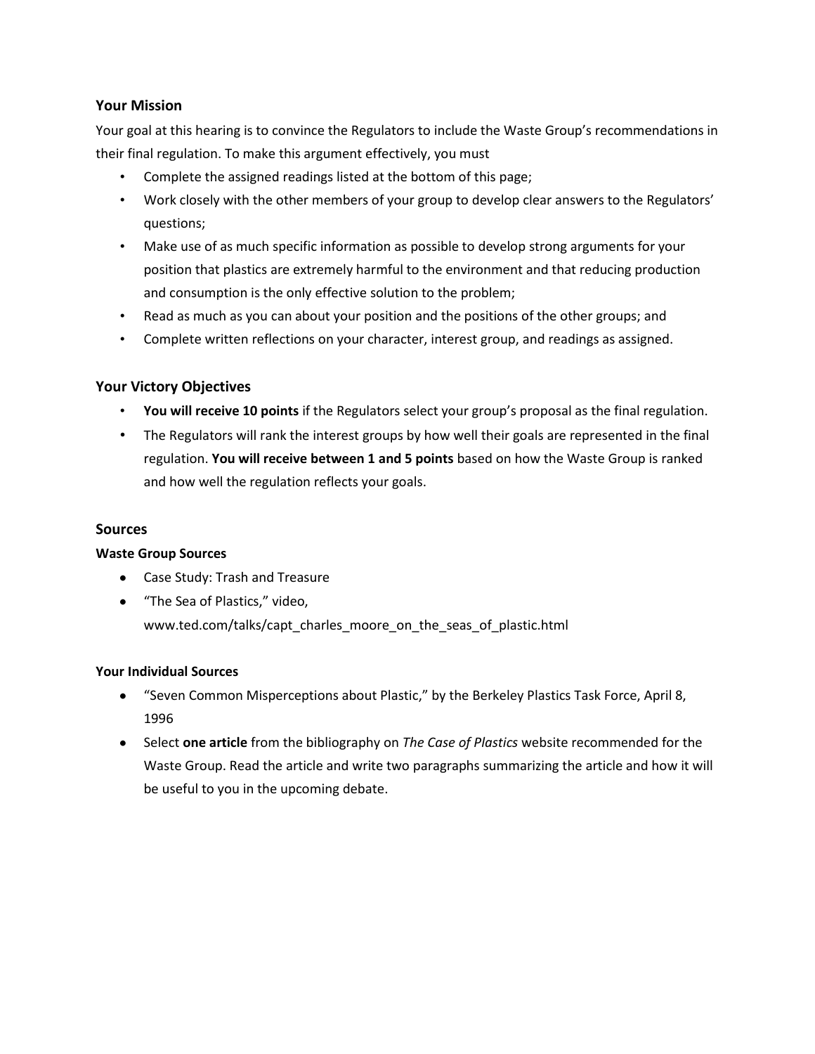## Your Mission

Your goal at this hearing is to convince the Regulators to include the Waste Group's recommendations in their final regulation. To make this argument effectively, you must

- Complete the assigned readings listed at the bottom of this page;
- Work closely with the other members of your group to develop clear answers to the Regulators' questions;
- Make use of as much specific information as possible to develop strong arguments for your position that plastics are extremely harmful to the environment and that reducing production and consumption is the only effective solution to the problem;
- Read as much as you can about your position and the positions of the other groups; and
- Complete written reflections on your character, interest group, and readings as assigned.

## Your Victory Objectives

- **You will receive 10 points** if the Regulators select your group's proposal as the final regulation.
- The Regulators will rank the interest groups by how well their goals are represented in the final regulation. **You will receive between 1 and 5 points** based on how the Waste Group is ranked and how well the regulation reflects your goals.

## Sources

### Waste Group Sources

- Case Study: Trash and Treasure
- "The Sea of Plastics," video, www.ted.com/talks/capt_charles_moore_on_the_seas_of_plastic.html

### Your Individual Sources

- "Seven Common Misperceptions about Plastic," by the Berkeley Plastics Task Force, April 8, 1996
- Select **one article** from the bibliography on *The Case of Plastics* website recommended for the Waste Group. Read the article and write two paragraphs summarizing the article and how it will be useful to you in the upcoming debate.